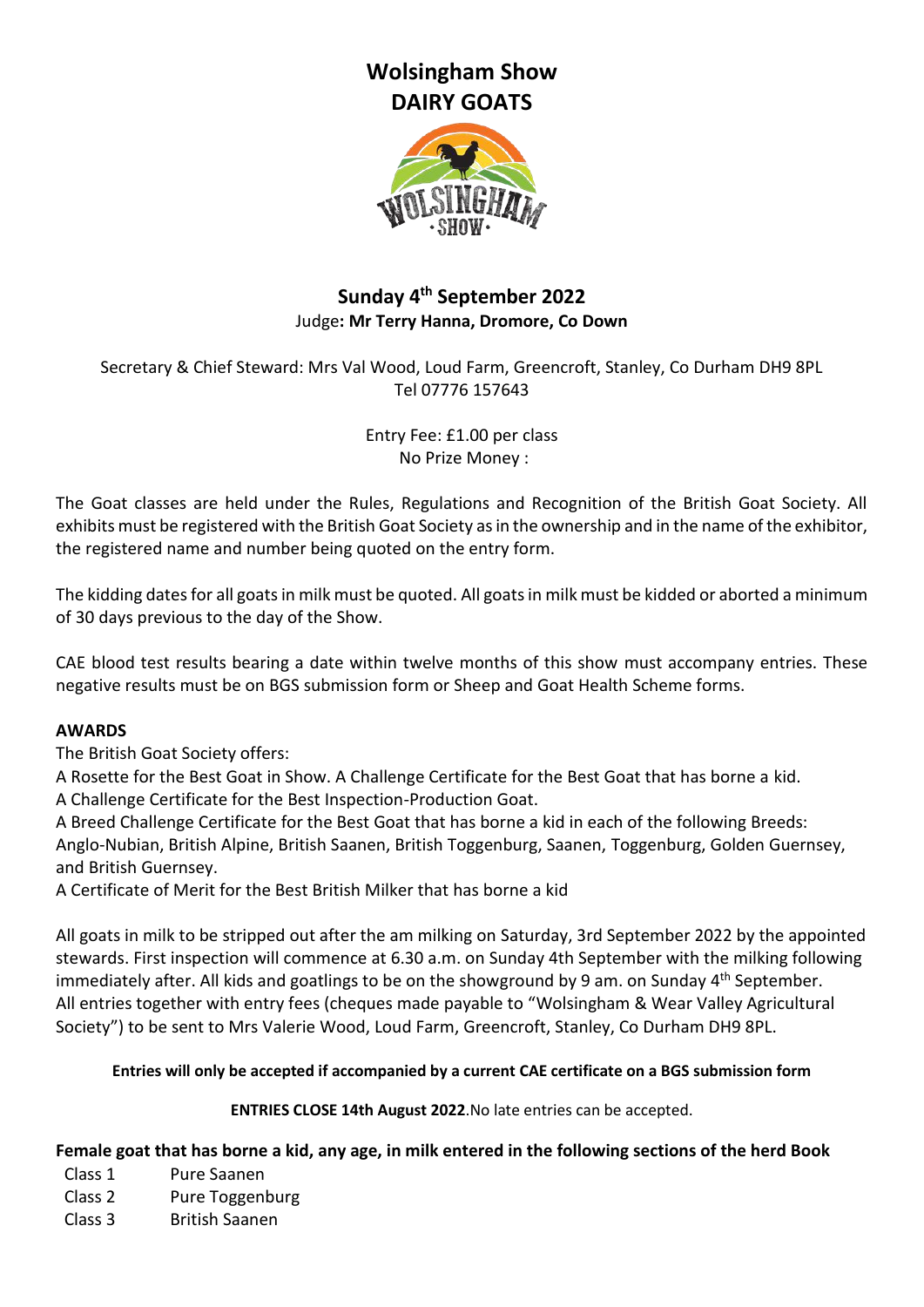# Wolsingham Show
# DAIRY GOATS

## Sunday 4th September 2022

Judge**: Mr Terry Hanna, Dromore, Co Down**

Secretary & Chief Steward: Mrs Val Wood, Loud Farm, Greencroft, Stanley, Co Durham DH9 8PL
Tel 07776 157643

Entry Fee: £1.00 per class
No Prize Money :

The Goat classes are held under the Rules, Regulations and Recognition of the British Goat Society. All exhibits must be registered with the British Goat Society as in the ownership and in the name of the exhibitor, the registered name and number being quoted on the entry form.

The kidding dates for all goats in milk must be quoted. All goats in milk must be kidded or aborted a minimum of 30 days previous to the day of the Show.

CAE blood test results bearing a date within twelve months of this show must accompany entries. These negative results must be on BGS submission form or Sheep and Goat Health Scheme forms.

**AWARDS**

The British Goat Society offers:
A Rosette for the Best Goat in Show. A Challenge Certificate for the Best Goat that has borne a kid.
A Challenge Certificate for the Best Inspection-Production Goat.
A Breed Challenge Certificate for the Best Goat that has borne a kid in each of the following Breeds: Anglo-Nubian, British Alpine, British Saanen, British Toggenburg, Saanen, Toggenburg, Golden Guernsey, and British Guernsey.
A Certificate of Merit for the Best British Milker that has borne a kid

All goats in milk to be stripped out after the am milking on Saturday, 3rd September 2022 by the appointed stewards. First inspection will commence at 6.30 a.m. on Sunday 4th September with the milking following immediately after. All kids and goatlings to be on the showground by 9 am. on Sunday 4th September.
All entries together with entry fees (cheques made payable to "Wolsingham & Wear Valley Agricultural Society") to be sent to Mrs Valerie Wood, Loud Farm, Greencroft, Stanley, Co Durham DH9 8PL.

**Entries will only be accepted if accompanied by a current CAE certificate on a BGS submission form**

**ENTRIES CLOSE 14th August 2022**.No late entries can be accepted.

**Female goat that has borne a kid, any age, in milk entered in the following sections of the herd Book**

Class 1 Pure Saanen
Class 2 Pure Toggenburg
Class 3 British Saanen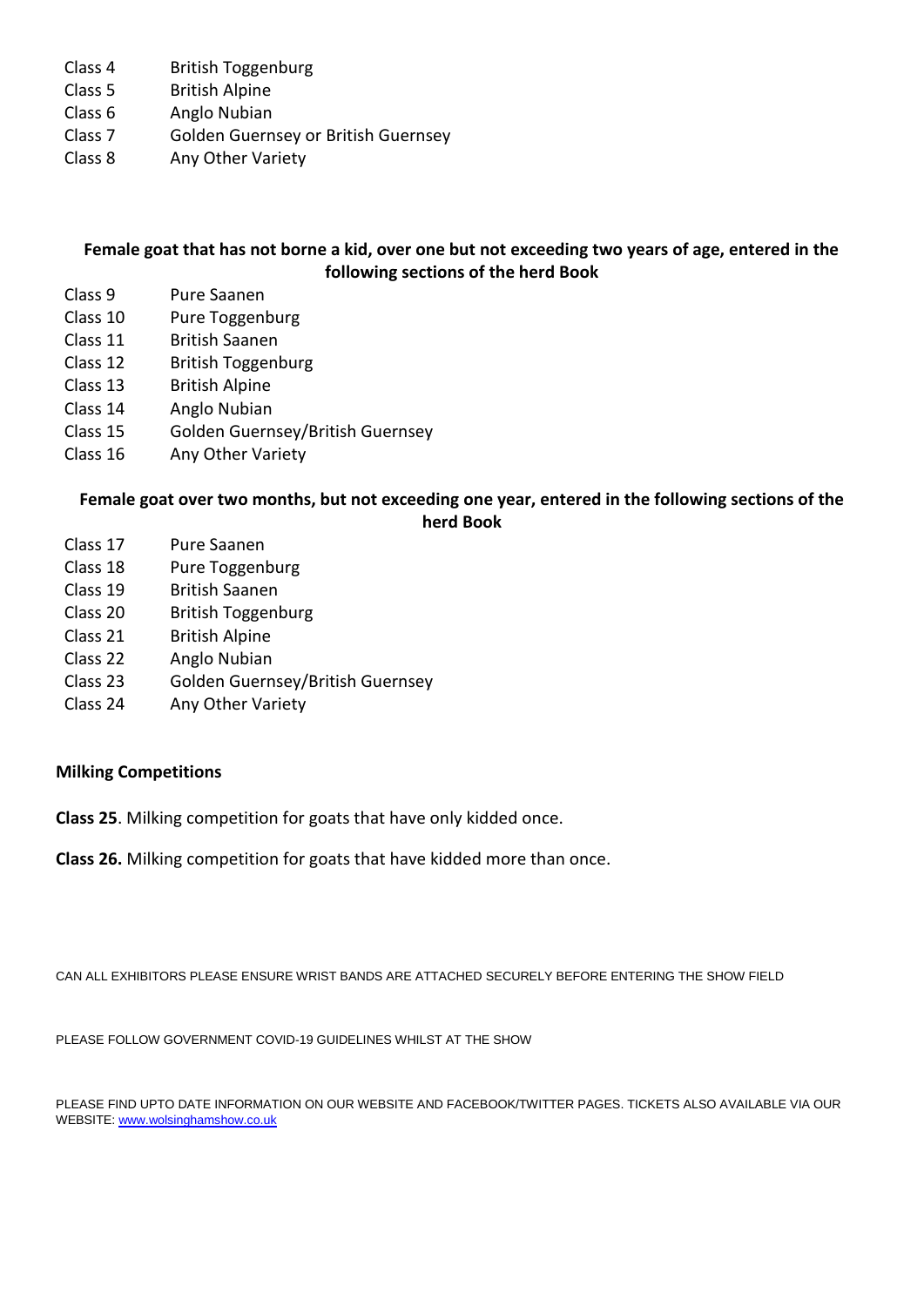Class 4 British Toggenburg
Class 5 British Alpine
Class 6 Anglo Nubian
Class 7 Golden Guernsey or British Guernsey
Class 8 Any Other Variety

**Female goat that has not borne a kid, over one but not exceeding two years of age, entered in the following sections of the herd Book**

Class 9 Pure Saanen
Class 10 Pure Toggenburg
Class 11 British Saanen
Class 12 British Toggenburg
Class 13 British Alpine
Class 14 Anglo Nubian
Class 15 Golden Guernsey/British Guernsey
Class 16 Any Other Variety

**Female goat over two months, but not exceeding one year, entered in the following sections of the herd Book**

Class 17 Pure Saanen
Class 18 Pure Toggenburg
Class 19 British Saanen
Class 20 British Toggenburg
Class 21 British Alpine
Class 22 Anglo Nubian
Class 23 Golden Guernsey/British Guernsey
Class 24 Any Other Variety

**Milking Competitions**

**Class 25**. Milking competition for goats that have only kidded once.

**Class 26.** Milking competition for goats that have kidded more than once.

CAN ALL EXHIBITORS PLEASE ENSURE WRIST BANDS ARE ATTACHED SECURELY BEFORE ENTERING THE SHOW FIELD

PLEASE FOLLOW GOVERNMENT COVID-19 GUIDELINES WHILST AT THE SHOW

PLEASE FIND UPTO DATE INFORMATION ON OUR WEBSITE AND FACEBOOK/TWITTER PAGES. TICKETS ALSO AVAILABLE VIA OUR WEBSITE: www.wolsinghamshow.co.uk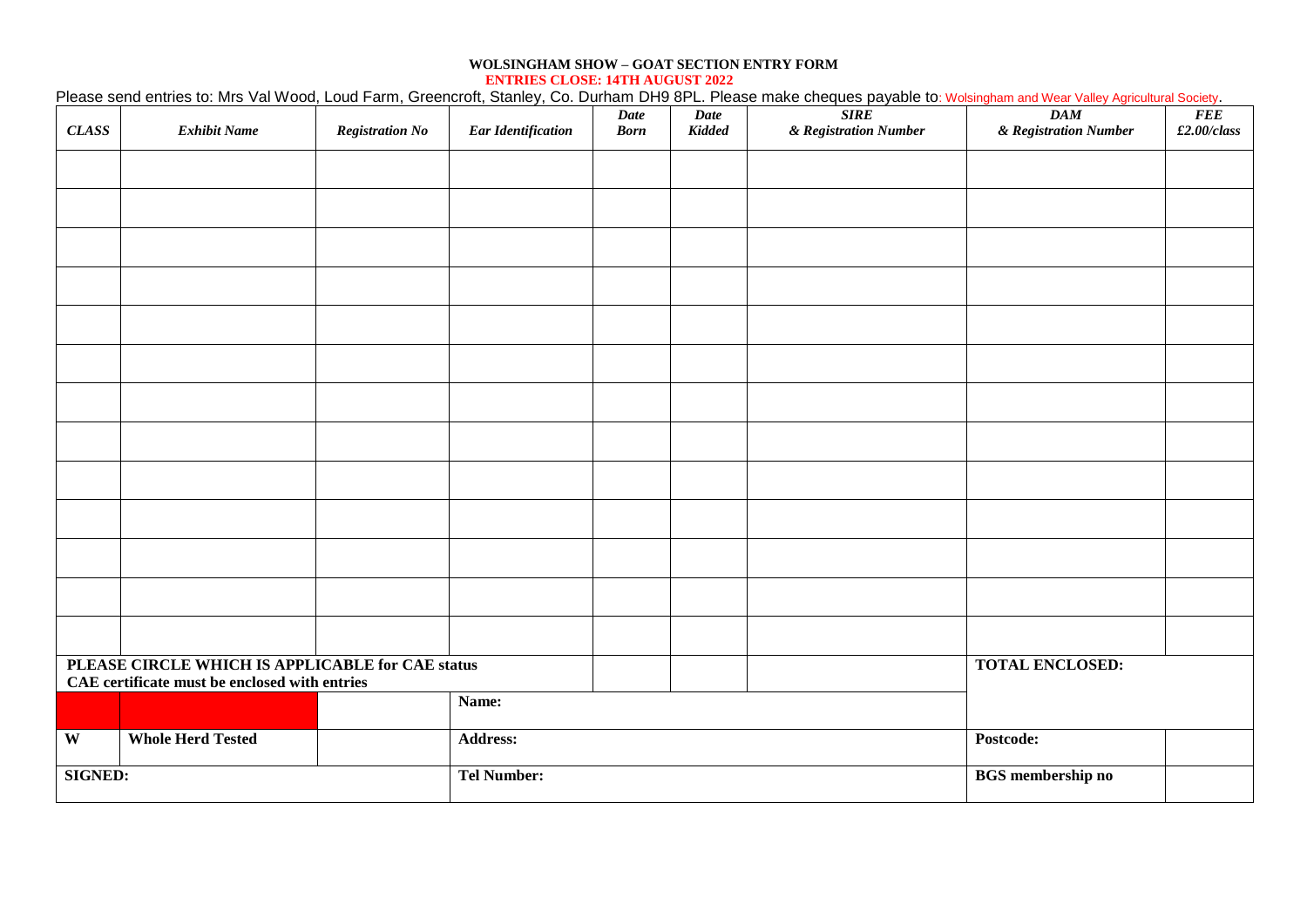**WOLSINGHAM SHOW – GOAT SECTION ENTRY FORM**

**ENTRIES CLOSE: 14TH AUGUST 2022**

Please send entries to: Mrs Val Wood, Loud Farm, Greencroft, Stanley, Co. Durham DH9 8PL. Please make cheques payable to: Wolsingham and Wear Valley Agricultural Society.

| ***CLASS*** | ***Exhibit Name*** | ***Registration No*** | ***Ear Identification*** | ***Date Born*** | ***Date Kidded*** | ***SIRE & Registration Number*** | ***DAM & Registration Number*** | ***FEE £2.00/class*** |
|---|---|---|---|---|---|---|---|---|
| | | | | | | | | |
| | | | | | | | | |
| | | | | | | | | |
| | | | | | | | | |
| | | | | | | | | |
| | | | | | | | | |
| | | | | | | | | |
| | | | | | | | | |
| | | | | | | | | |
| | | | | | | | | |
| | | | | | | | | |
| | | | | | | | | |
| | | | | | | | | |
| **PLEASE CIRCLE WHICH IS APPLICABLE for CAE status CAE certificate must be enclosed with entries** | | | | | | | **TOTAL ENCLOSED:** | |
| | | | **Name:** | | | | | |
| **W** | **Whole Herd Tested** | | **Address:** | | | | **Postcode:** | |
| **SIGNED:** | | | **Tel Number:** | | | | **BGS membership no** | |